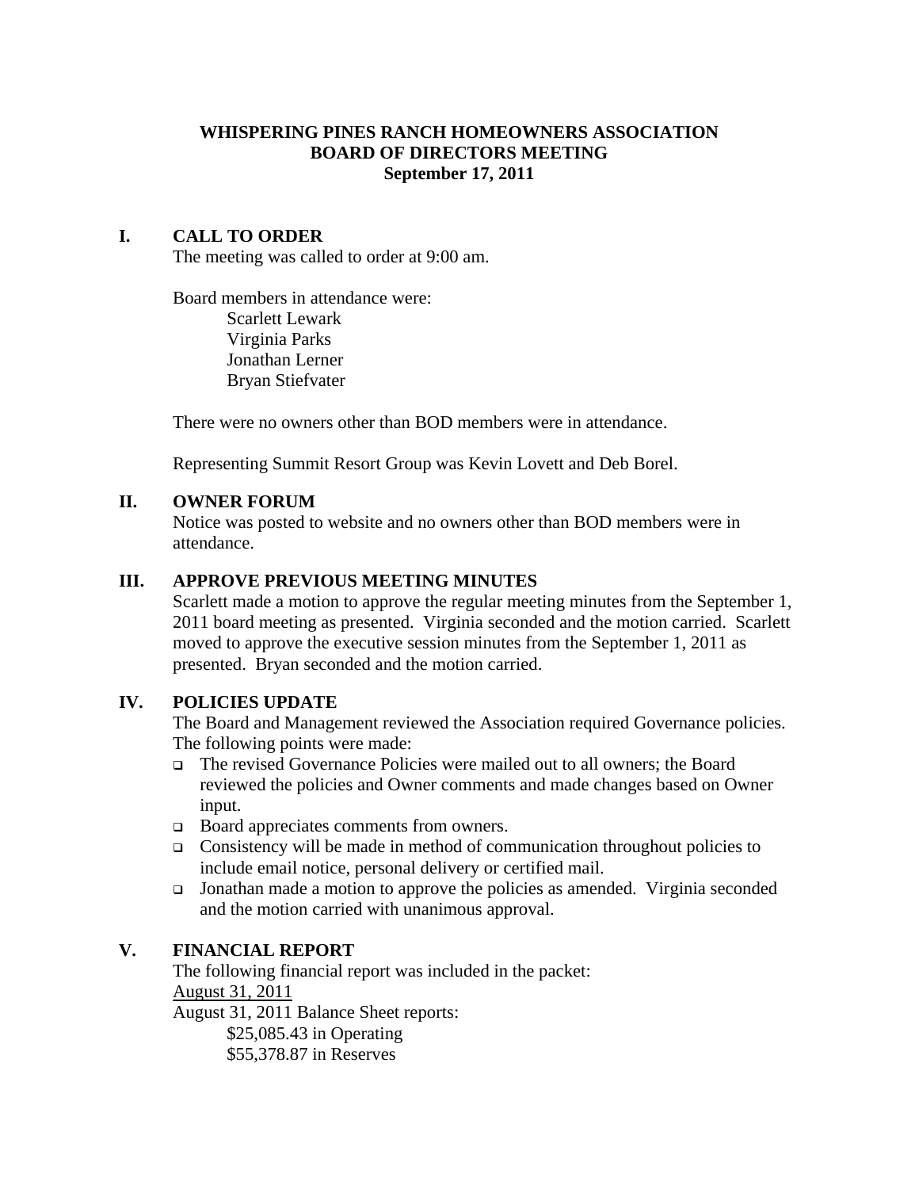# WHISPERING PINES RANCH HOMEOWNERS ASSOCIATION
## BOARD OF DIRECTORS MEETING
### September 17, 2011

## I. CALL TO ORDER

The meeting was called to order at 9:00 am.

Board members in attendance were:

Scarlett Lewark
Virginia Parks
Jonathan Lerner
Bryan Stiefvater

There were no owners other than BOD members were in attendance.

Representing Summit Resort Group was Kevin Lovett and Deb Borel.

## II. OWNER FORUM

Notice was posted to website and no owners other than BOD members were in attendance.

## III. APPROVE PREVIOUS MEETING MINUTES

Scarlett made a motion to approve the regular meeting minutes from the September 1, 2011 board meeting as presented. Virginia seconded and the motion carried. Scarlett moved to approve the executive session minutes from the September 1, 2011 as presented. Bryan seconded and the motion carried.

## IV. POLICIES UPDATE

The Board and Management reviewed the Association required Governance policies. The following points were made:

- The revised Governance Policies were mailed out to all owners; the Board reviewed the policies and Owner comments and made changes based on Owner input.
- Board appreciates comments from owners.
- Consistency will be made in method of communication throughout policies to include email notice, personal delivery or certified mail.
- Jonathan made a motion to approve the policies as amended. Virginia seconded and the motion carried with unanimous approval.

## V. FINANCIAL REPORT

The following financial report was included in the packet:

<u>August 31, 2011</u>

August 31, 2011 Balance Sheet reports:

$25,085.43 in Operating
$55,378.87 in Reserves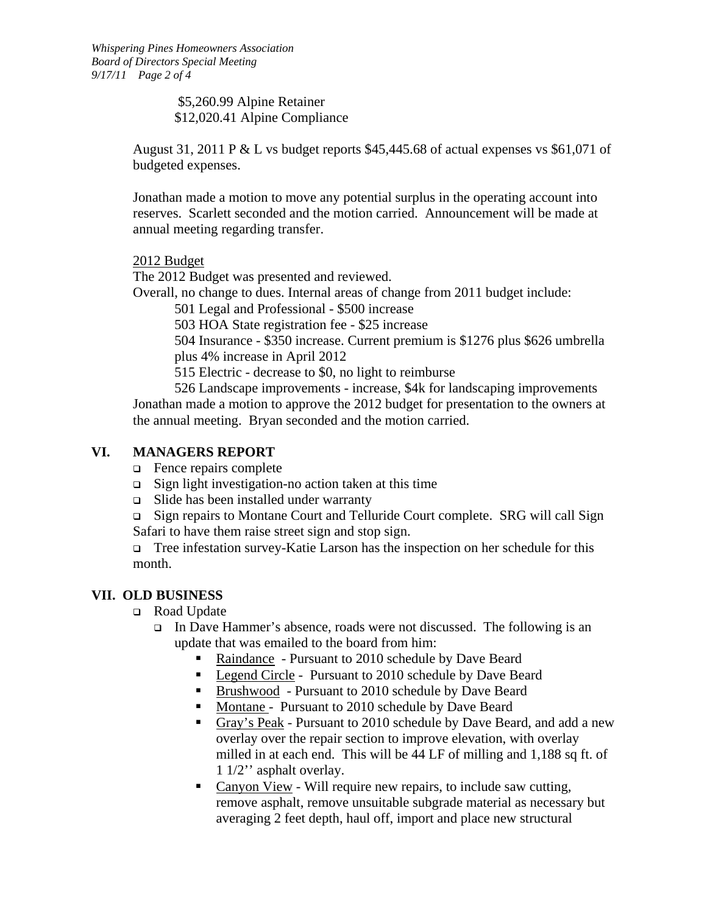$5,260.99 Alpine Retainer
$12,020.41 Alpine Compliance

August 31, 2011 P & L vs budget reports $45,445.68 of actual expenses vs $61,071 of budgeted expenses.

Jonathan made a motion to move any potential surplus in the operating account into reserves. Scarlett seconded and the motion carried. Announcement will be made at annual meeting regarding transfer.

<u>2012 Budget</u>

The 2012 Budget was presented and reviewed.
Overall, no change to dues. Internal areas of change from 2011 budget include:

501 Legal and Professional - $500 increase
503 HOA State registration fee - $25 increase
504 Insurance - $350 increase. Current premium is $1276 plus $626 umbrella plus 4% increase in April 2012
515 Electric - decrease to $0, no light to reimburse
526 Landscape improvements - increase, $4k for landscaping improvements

Jonathan made a motion to approve the 2012 budget for presentation to the owners at the annual meeting. Bryan seconded and the motion carried.

## VI. MANAGERS REPORT

- Fence repairs complete
- Sign light investigation-no action taken at this time
- Slide has been installed under warranty
- Sign repairs to Montane Court and Telluride Court complete. SRG will call Sign Safari to have them raise street sign and stop sign.
- Tree infestation survey-Katie Larson has the inspection on her schedule for this month.

## VII. OLD BUSINESS

- Road Update
  - In Dave Hammer's absence, roads were not discussed. The following is an update that was emailed to the board from him:
    - <u>Raindance</u> - Pursuant to 2010 schedule by Dave Beard
    - <u>Legend Circle</u> - Pursuant to 2010 schedule by Dave Beard
    - <u>Brushwood</u> - Pursuant to 2010 schedule by Dave Beard
    - <u>Montane</u> - Pursuant to 2010 schedule by Dave Beard
    - <u>Gray's Peak</u> - Pursuant to 2010 schedule by Dave Beard, and add a new overlay over the repair section to improve elevation, with overlay milled in at each end. This will be 44 LF of milling and 1,188 sq ft. of 1 1/2'' asphalt overlay.
    - <u>Canyon View</u> - Will require new repairs, to include saw cutting, remove asphalt, remove unsuitable subgrade material as necessary but averaging 2 feet depth, haul off, import and place new structural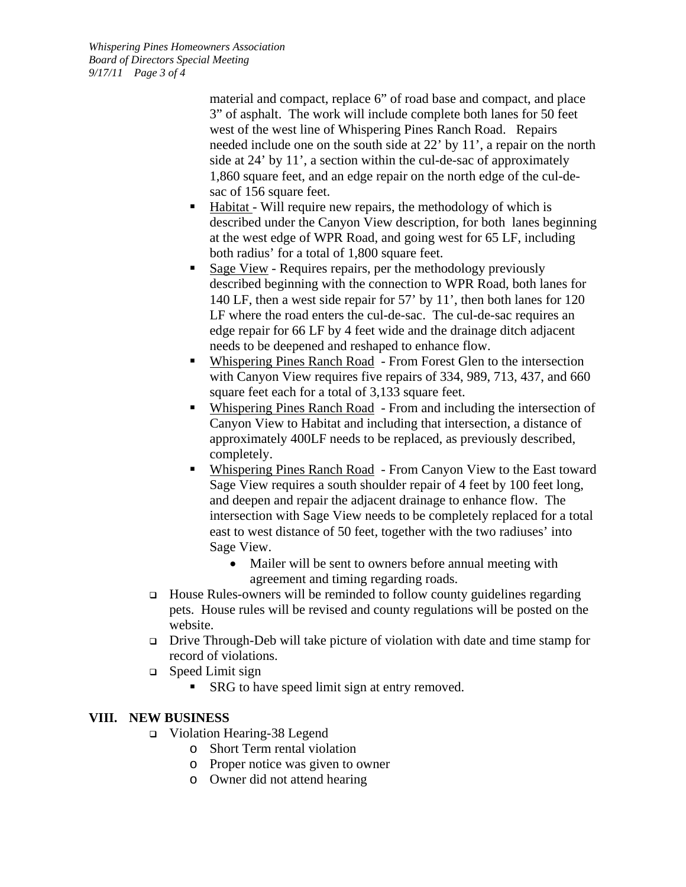material and compact, replace 6" of road base and compact, and place 3" of asphalt. The work will include complete both lanes for 50 feet west of the west line of Whispering Pines Ranch Road. Repairs needed include one on the south side at 22' by 11', a repair on the north side at 24' by 11', a section within the cul-de-sac of approximately 1,860 square feet, and an edge repair on the north edge of the cul-de-sac of 156 square feet.

- Habitat - Will require new repairs, the methodology of which is described under the Canyon View description, for both lanes beginning at the west edge of WPR Road, and going west for 65 LF, including both radius' for a total of 1,800 square feet.
- Sage View - Requires repairs, per the methodology previously described beginning with the connection to WPR Road, both lanes for 140 LF, then a west side repair for 57' by 11', then both lanes for 120 LF where the road enters the cul-de-sac. The cul-de-sac requires an edge repair for 66 LF by 4 feet wide and the drainage ditch adjacent needs to be deepened and reshaped to enhance flow.
- Whispering Pines Ranch Road - From Forest Glen to the intersection with Canyon View requires five repairs of 334, 989, 713, 437, and 660 square feet each for a total of 3,133 square feet.
- Whispering Pines Ranch Road - From and including the intersection of Canyon View to Habitat and including that intersection, a distance of approximately 400LF needs to be replaced, as previously described, completely.
- Whispering Pines Ranch Road - From Canyon View to the East toward Sage View requires a south shoulder repair of 4 feet by 100 feet long, and deepen and repair the adjacent drainage to enhance flow. The intersection with Sage View needs to be completely replaced for a total east to west distance of 50 feet, together with the two radiuses' into Sage View.
  - Mailer will be sent to owners before annual meeting with agreement and timing regarding roads.

- House Rules-owners will be reminded to follow county guidelines regarding pets. House rules will be revised and county regulations will be posted on the website.
- Drive Through-Deb will take picture of violation with date and time stamp for record of violations.
- Speed Limit sign
  - SRG to have speed limit sign at entry removed.

## VIII. NEW BUSINESS

- Violation Hearing-38 Legend
  - Short Term rental violation
  - Proper notice was given to owner
  - Owner did not attend hearing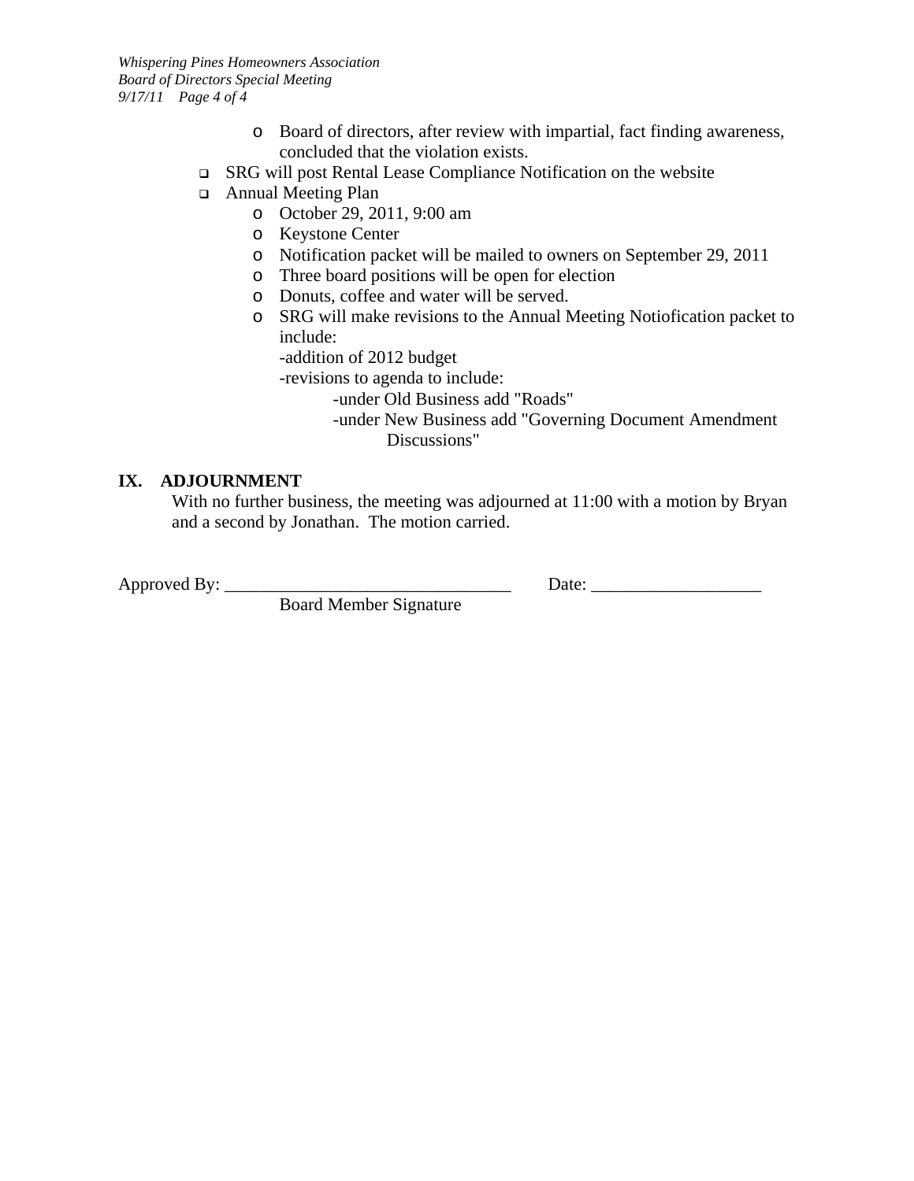- Board of directors, after review with impartial, fact finding awareness, concluded that the violation exists.

- SRG will post Rental Lease Compliance Notification on the website
- Annual Meeting Plan
  - October 29, 2011, 9:00 am
  - Keystone Center
  - Notification packet will be mailed to owners on September 29, 2011
  - Three board positions will be open for election
  - Donuts, coffee and water will be served.
  - SRG will make revisions to the Annual Meeting Notiofication packet to include:

    -addition of 2012 budget

    -revisions to agenda to include:

    -under Old Business add "Roads"

    -under New Business add "Governing Document Amendment Discussions"

## IX. ADJOURNMENT

With no further business, the meeting was adjourned at 11:00 with a motion by Bryan and a second by Jonathan. The motion carried.

Approved By: _______________________________ Date: ___________________

Board Member Signature